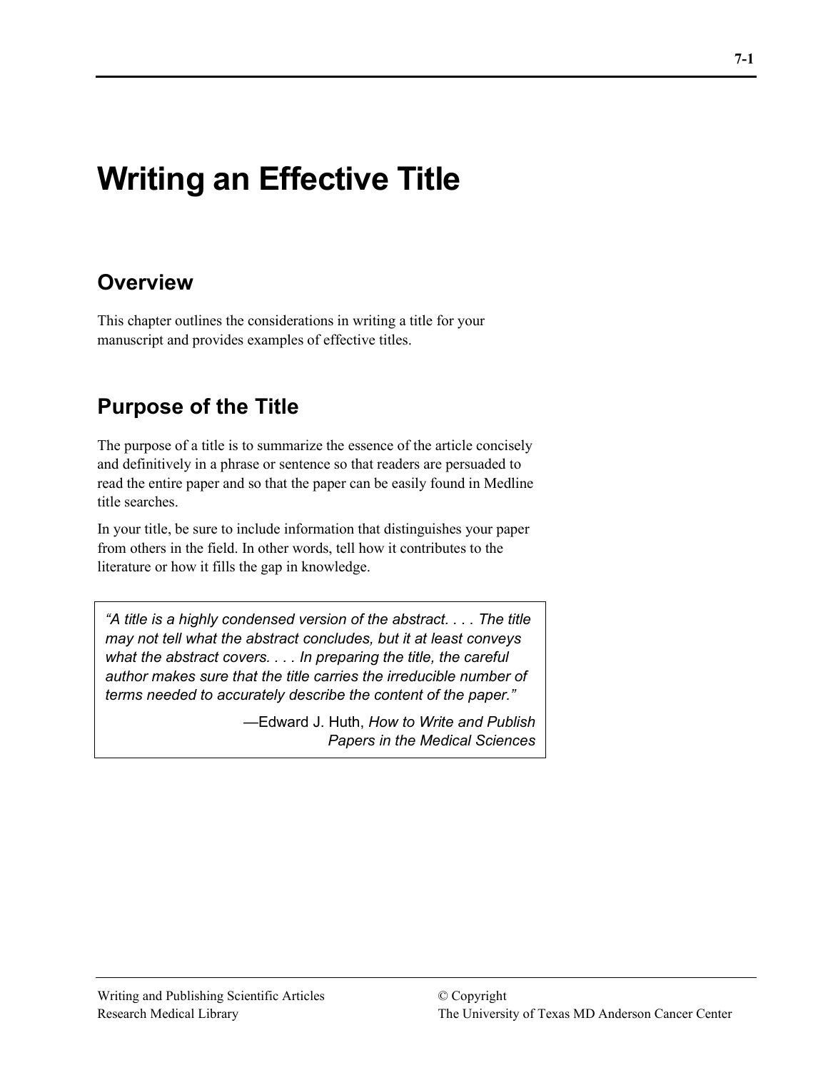# Writing an Effective Title

## Overview

This chapter outlines the considerations in writing a title for your manuscript and provides examples of effective titles.

## Purpose of the Title

The purpose of a title is to summarize the essence of the article concisely and definitively in a phrase or sentence so that readers are persuaded to read the entire paper and so that the paper can be easily found in Medline title searches.

In your title, be sure to include information that distinguishes your paper from others in the field. In other words, tell how it contributes to the literature or how it fills the gap in knowledge.

> *"A title is a highly condensed version of the abstract. . . . The title may not tell what the abstract concludes, but it at least conveys what the abstract covers. . . . In preparing the title, the careful author makes sure that the title carries the irreducible number of terms needed to accurately describe the content of the paper."*
>
> —Edward J. Huth, *How to Write and Publish Papers in the Medical Sciences*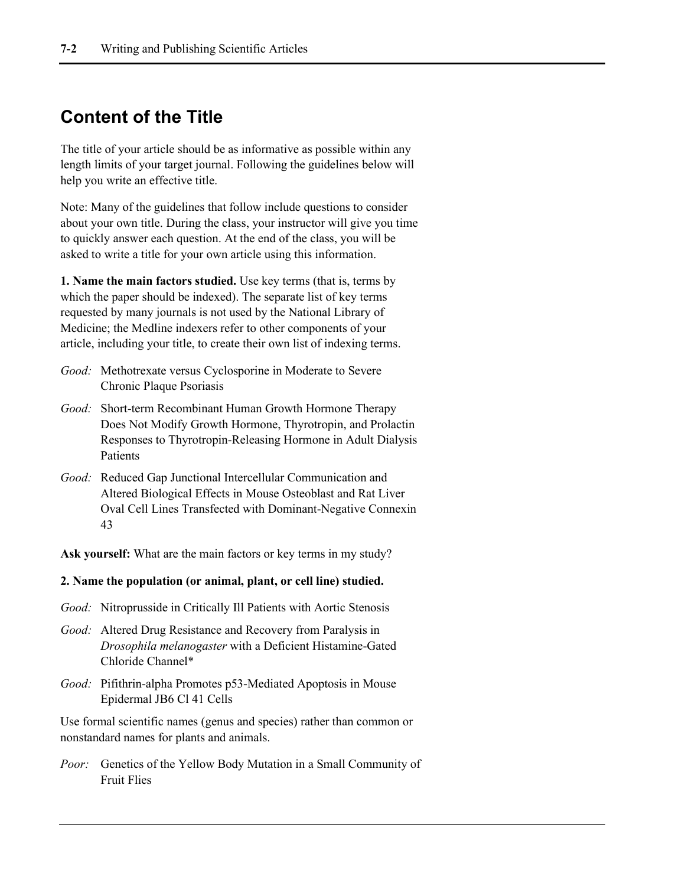## Content of the Title

The title of your article should be as informative as possible within any length limits of your target journal. Following the guidelines below will help you write an effective title.

Note: Many of the guidelines that follow include questions to consider about your own title. During the class, your instructor will give you time to quickly answer each question. At the end of the class, you will be asked to write a title for your own article using this information.

**1. Name the main factors studied.** Use key terms (that is, terms by which the paper should be indexed). The separate list of key terms requested by many journals is not used by the National Library of Medicine; the Medline indexers refer to other components of your article, including your title, to create their own list of indexing terms.

*Good:* Methotrexate versus Cyclosporine in Moderate to Severe Chronic Plaque Psoriasis

*Good:* Short-term Recombinant Human Growth Hormone Therapy Does Not Modify Growth Hormone, Thyrotropin, and Prolactin Responses to Thyrotropin-Releasing Hormone in Adult Dialysis Patients

*Good:* Reduced Gap Junctional Intercellular Communication and Altered Biological Effects in Mouse Osteoblast and Rat Liver Oval Cell Lines Transfected with Dominant-Negative Connexin 43

**Ask yourself:** What are the main factors or key terms in my study?

**2. Name the population (or animal, plant, or cell line) studied.**

*Good:* Nitroprusside in Critically Ill Patients with Aortic Stenosis

*Good:* Altered Drug Resistance and Recovery from Paralysis in *Drosophila melanogaster* with a Deficient Histamine-Gated Chloride Channel*

*Good:* Pifithrin-alpha Promotes p53-Mediated Apoptosis in Mouse Epidermal JB6 Cl 41 Cells

Use formal scientific names (genus and species) rather than common or nonstandard names for plants and animals.

*Poor:* Genetics of the Yellow Body Mutation in a Small Community of Fruit Flies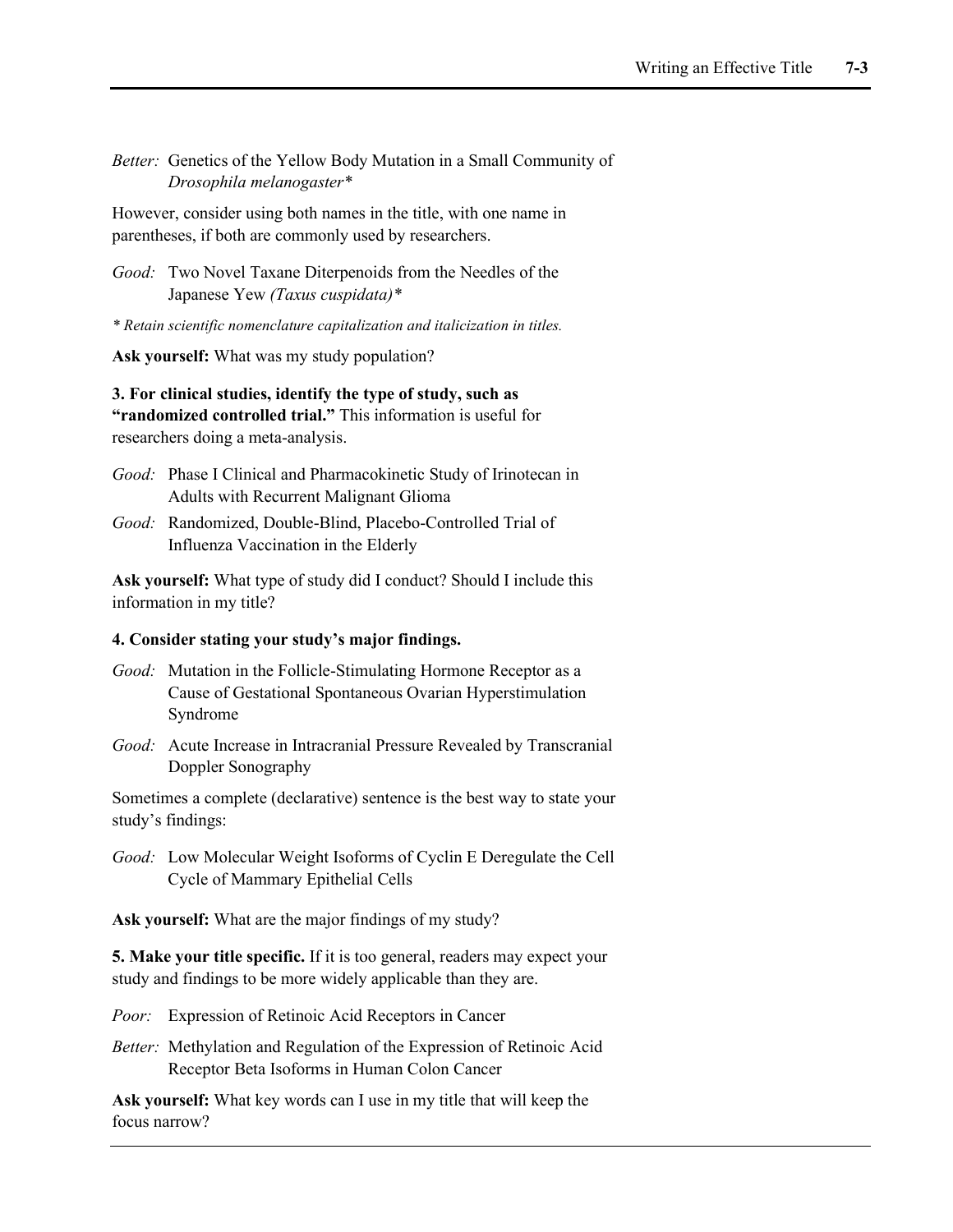*Better:* Genetics of the Yellow Body Mutation in a Small Community of *Drosophila melanogaster**

However, consider using both names in the title, with one name in parentheses, if both are commonly used by researchers.

*Good:* Two Novel Taxane Diterpenoids from the Needles of the Japanese Yew *(Taxus cuspidata)**

*\* Retain scientific nomenclature capitalization and italicization in titles.*

**Ask yourself:** What was my study population?

**3. For clinical studies, identify the type of study, such as "randomized controlled trial."** This information is useful for researchers doing a meta-analysis.

*Good:* Phase I Clinical and Pharmacokinetic Study of Irinotecan in Adults with Recurrent Malignant Glioma

*Good:* Randomized, Double-Blind, Placebo-Controlled Trial of Influenza Vaccination in the Elderly

**Ask yourself:** What type of study did I conduct? Should I include this information in my title?

**4. Consider stating your study's major findings.**

*Good:* Mutation in the Follicle-Stimulating Hormone Receptor as a Cause of Gestational Spontaneous Ovarian Hyperstimulation Syndrome

*Good:* Acute Increase in Intracranial Pressure Revealed by Transcranial Doppler Sonography

Sometimes a complete (declarative) sentence is the best way to state your study's findings:

*Good:* Low Molecular Weight Isoforms of Cyclin E Deregulate the Cell Cycle of Mammary Epithelial Cells

**Ask yourself:** What are the major findings of my study?

**5. Make your title specific.** If it is too general, readers may expect your study and findings to be more widely applicable than they are.

*Poor:* Expression of Retinoic Acid Receptors in Cancer

*Better:* Methylation and Regulation of the Expression of Retinoic Acid Receptor Beta Isoforms in Human Colon Cancer

**Ask yourself:** What key words can I use in my title that will keep the focus narrow?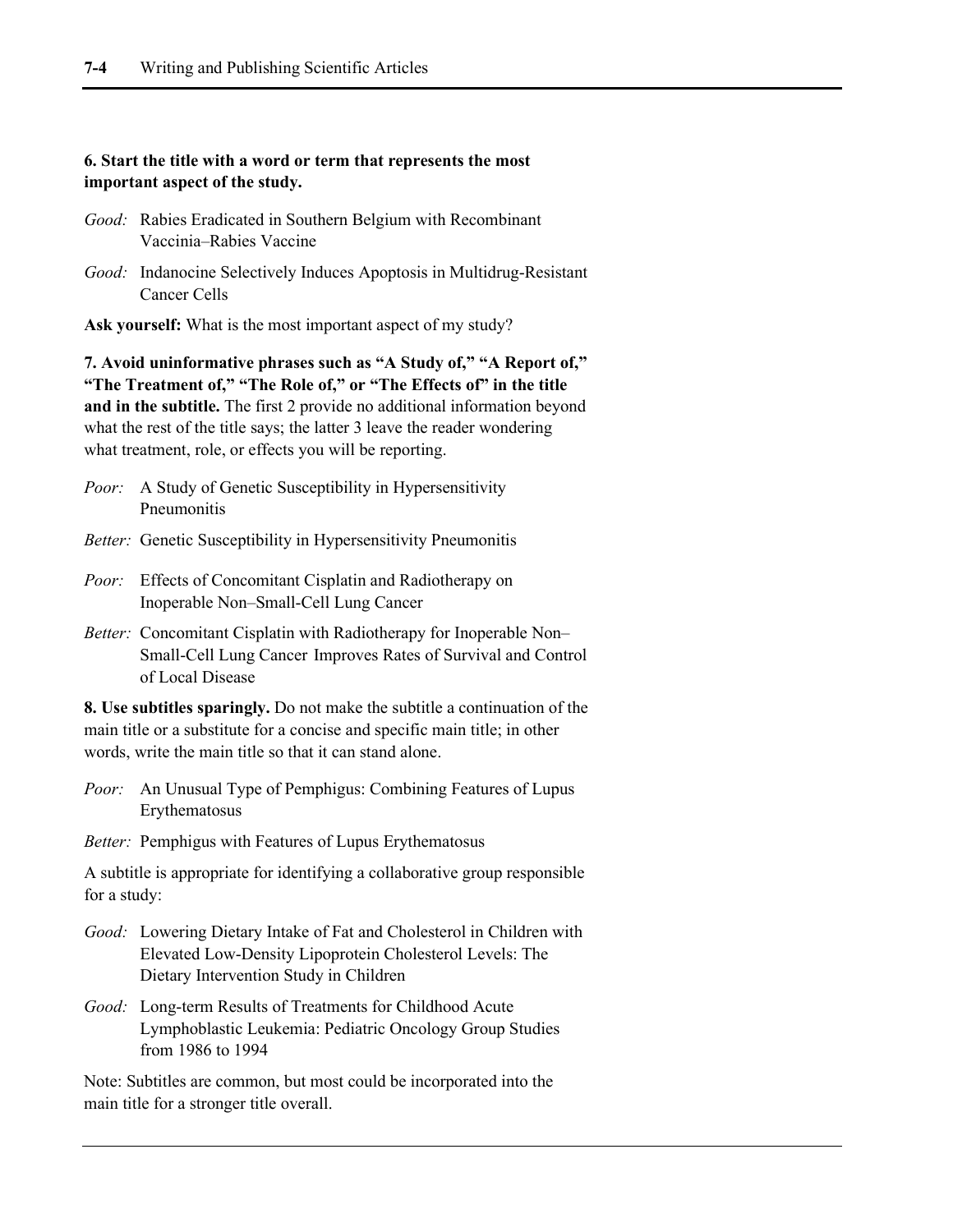**6. Start the title with a word or term that represents the most important aspect of the study.**

*Good:* Rabies Eradicated in Southern Belgium with Recombinant Vaccinia–Rabies Vaccine

*Good:* Indanocine Selectively Induces Apoptosis in Multidrug-Resistant Cancer Cells

**Ask yourself:** What is the most important aspect of my study?

**7. Avoid uninformative phrases such as "A Study of," "A Report of," "The Treatment of," "The Role of," or "The Effects of" in the title and in the subtitle.** The first 2 provide no additional information beyond what the rest of the title says; the latter 3 leave the reader wondering what treatment, role, or effects you will be reporting.

*Poor:* A Study of Genetic Susceptibility in Hypersensitivity Pneumonitis

*Better:* Genetic Susceptibility in Hypersensitivity Pneumonitis

*Poor:* Effects of Concomitant Cisplatin and Radiotherapy on Inoperable Non–Small-Cell Lung Cancer

*Better:* Concomitant Cisplatin with Radiotherapy for Inoperable Non–Small-Cell Lung Cancer Improves Rates of Survival and Control of Local Disease

**8. Use subtitles sparingly.** Do not make the subtitle a continuation of the main title or a substitute for a concise and specific main title; in other words, write the main title so that it can stand alone.

*Poor:* An Unusual Type of Pemphigus: Combining Features of Lupus Erythematosus

*Better:* Pemphigus with Features of Lupus Erythematosus

A subtitle is appropriate for identifying a collaborative group responsible for a study:

*Good:* Lowering Dietary Intake of Fat and Cholesterol in Children with Elevated Low-Density Lipoprotein Cholesterol Levels: The Dietary Intervention Study in Children

*Good:* Long-term Results of Treatments for Childhood Acute Lymphoblastic Leukemia: Pediatric Oncology Group Studies from 1986 to 1994

Note: Subtitles are common, but most could be incorporated into the main title for a stronger title overall.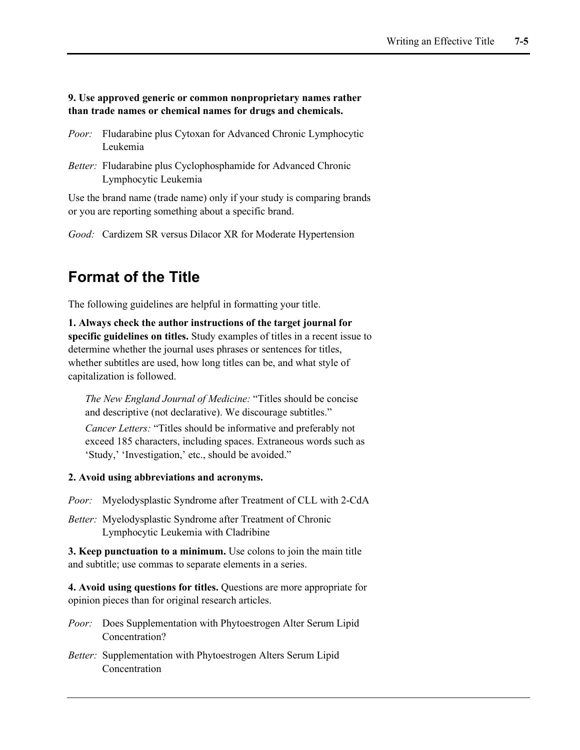**9. Use approved generic or common nonproprietary names rather than trade names or chemical names for drugs and chemicals.**

*Poor:* Fludarabine plus Cytoxan for Advanced Chronic Lymphocytic Leukemia

*Better:* Fludarabine plus Cyclophosphamide for Advanced Chronic Lymphocytic Leukemia

Use the brand name (trade name) only if your study is comparing brands or you are reporting something about a specific brand.

*Good:* Cardizem SR versus Dilacor XR for Moderate Hypertension

## Format of the Title

The following guidelines are helpful in formatting your title.

**1. Always check the author instructions of the target journal for specific guidelines on titles.** Study examples of titles in a recent issue to determine whether the journal uses phrases or sentences for titles, whether subtitles are used, how long titles can be, and what style of capitalization is followed.

> *The New England Journal of Medicine:* "Titles should be concise and descriptive (not declarative). We discourage subtitles."
>
> *Cancer Letters:* "Titles should be informative and preferably not exceed 185 characters, including spaces. Extraneous words such as 'Study,' 'Investigation,' etc., should be avoided."

**2. Avoid using abbreviations and acronyms.**

*Poor:* Myelodysplastic Syndrome after Treatment of CLL with 2-CdA

*Better:* Myelodysplastic Syndrome after Treatment of Chronic Lymphocytic Leukemia with Cladribine

**3. Keep punctuation to a minimum.** Use colons to join the main title and subtitle; use commas to separate elements in a series.

**4. Avoid using questions for titles.** Questions are more appropriate for opinion pieces than for original research articles.

*Poor:* Does Supplementation with Phytoestrogen Alter Serum Lipid Concentration?

*Better:* Supplementation with Phytoestrogen Alters Serum Lipid Concentration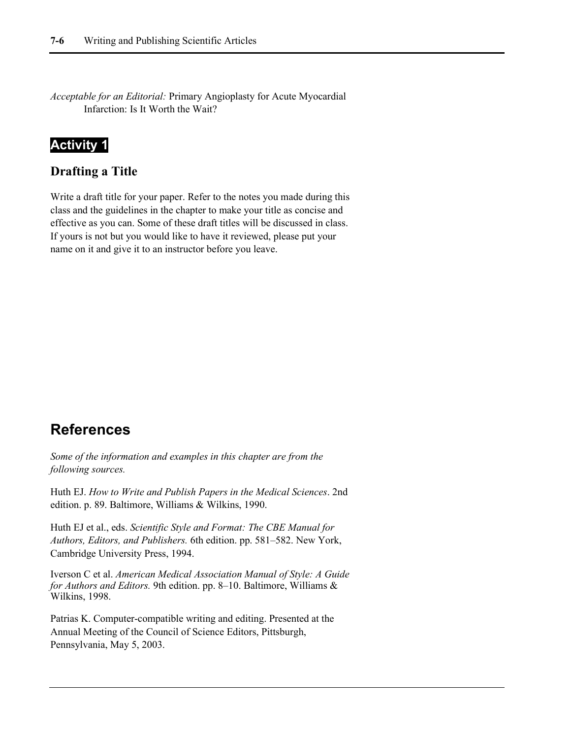*Acceptable for an Editorial:* Primary Angioplasty for Acute Myocardial Infarction: Is It Worth the Wait?

## Activity 1

### Drafting a Title

Write a draft title for your paper. Refer to the notes you made during this class and the guidelines in the chapter to make your title as concise and effective as you can. Some of these draft titles will be discussed in class. If yours is not but you would like to have it reviewed, please put your name on it and give it to an instructor before you leave.

## References

*Some of the information and examples in this chapter are from the following sources.*

Huth EJ. *How to Write and Publish Papers in the Medical Sciences*. 2nd edition. p. 89. Baltimore, Williams & Wilkins, 1990.

Huth EJ et al., eds. *Scientific Style and Format: The CBE Manual for Authors, Editors, and Publishers.* 6th edition. pp. 581–582. New York, Cambridge University Press, 1994.

Iverson C et al. *American Medical Association Manual of Style: A Guide for Authors and Editors.* 9th edition. pp. 8–10. Baltimore, Williams & Wilkins, 1998.

Patrias K. Computer-compatible writing and editing. Presented at the Annual Meeting of the Council of Science Editors, Pittsburgh, Pennsylvania, May 5, 2003.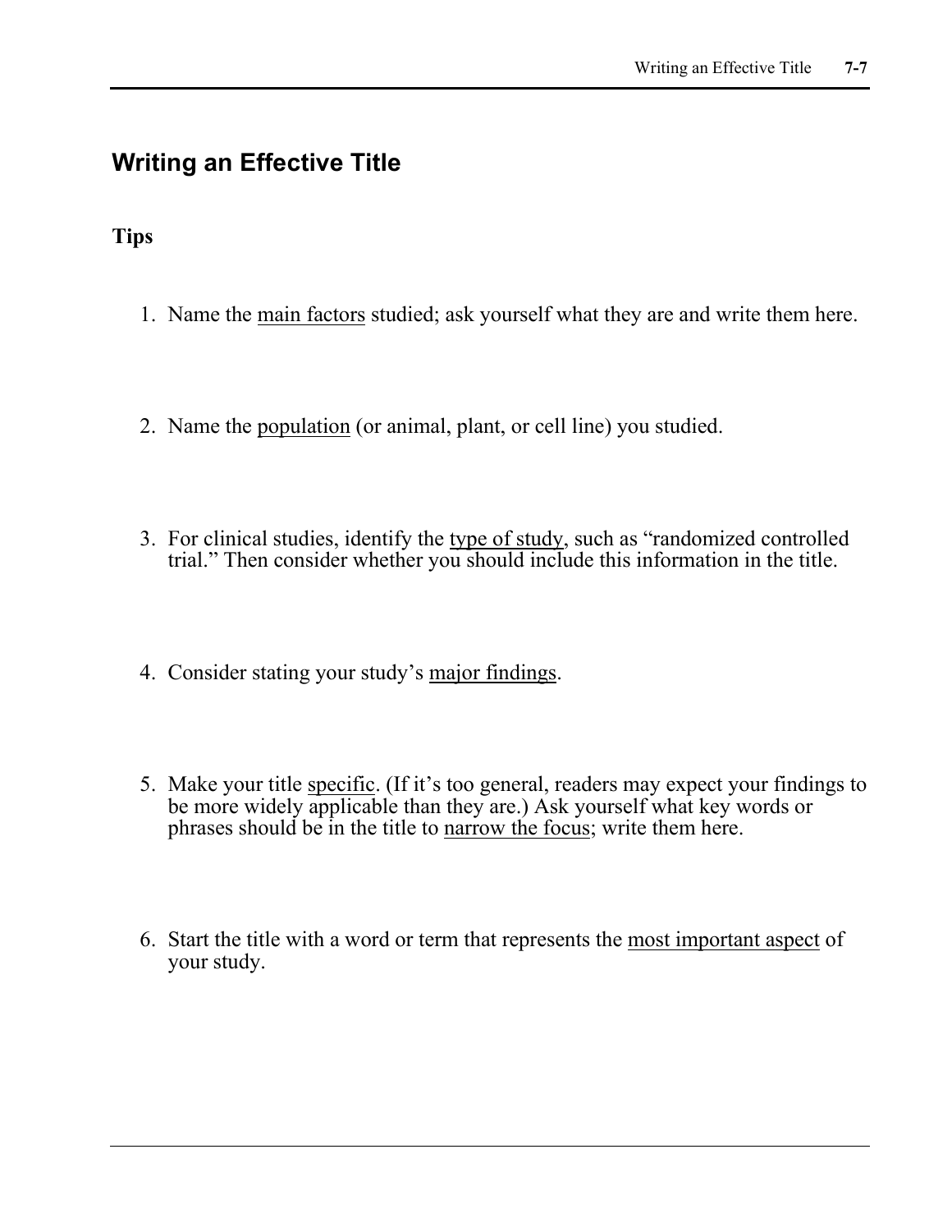## Writing an Effective Title

### Tips

1. Name the <u>main factors</u> studied; ask yourself what they are and write them here.

2. Name the <u>population</u> (or animal, plant, or cell line) you studied.

3. For clinical studies, identify the <u>type of study</u>, such as "randomized controlled trial." Then consider whether you should include this information in the title.

4. Consider stating your study's <u>major findings</u>.

5. Make your title <u>specific</u>. (If it's too general, readers may expect your findings to be more widely applicable than they are.) Ask yourself what key words or phrases should be in the title to <u>narrow the focus</u>; write them here.

6. Start the title with a word or term that represents the <u>most important aspect</u> of your study.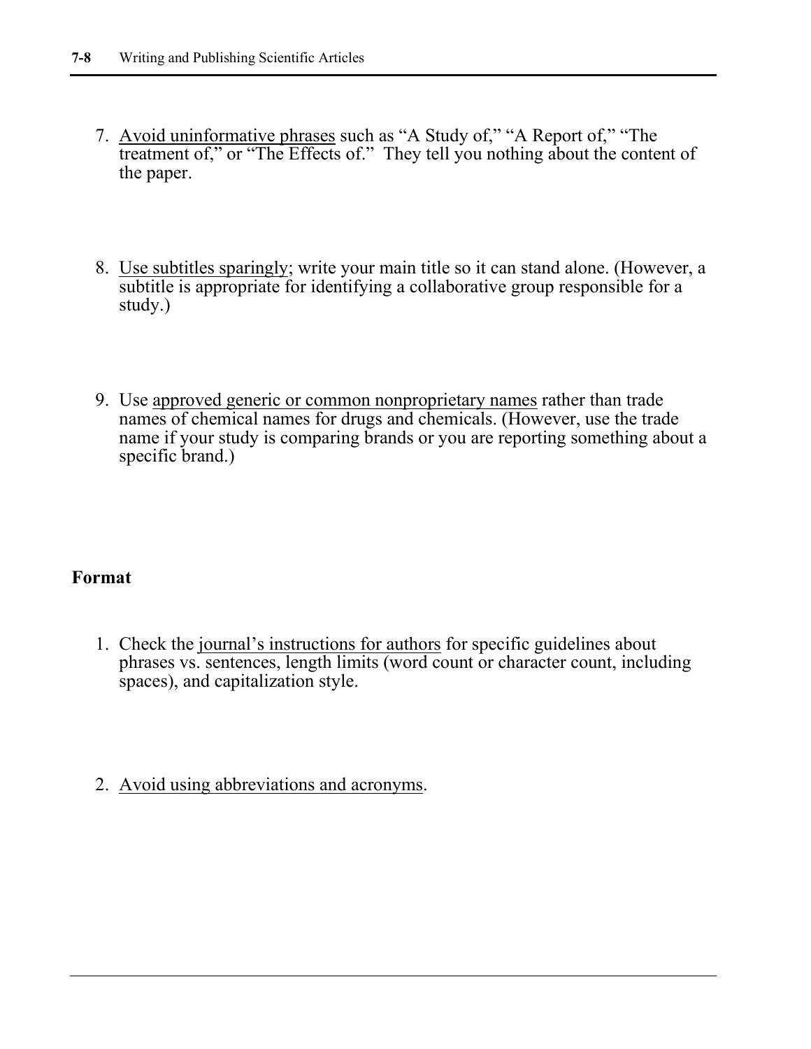7. Avoid uninformative phrases such as "A Study of," "A Report of," "The treatment of," or "The Effects of." They tell you nothing about the content of the paper.

8. Use subtitles sparingly; write your main title so it can stand alone. (However, a subtitle is appropriate for identifying a collaborative group responsible for a study.)

9. Use approved generic or common nonproprietary names rather than trade names of chemical names for drugs and chemicals. (However, use the trade name if your study is comparing brands or you are reporting something about a specific brand.)

## Format

1. Check the journal's instructions for authors for specific guidelines about phrases vs. sentences, length limits (word count or character count, including spaces), and capitalization style.

2. Avoid using abbreviations and acronyms.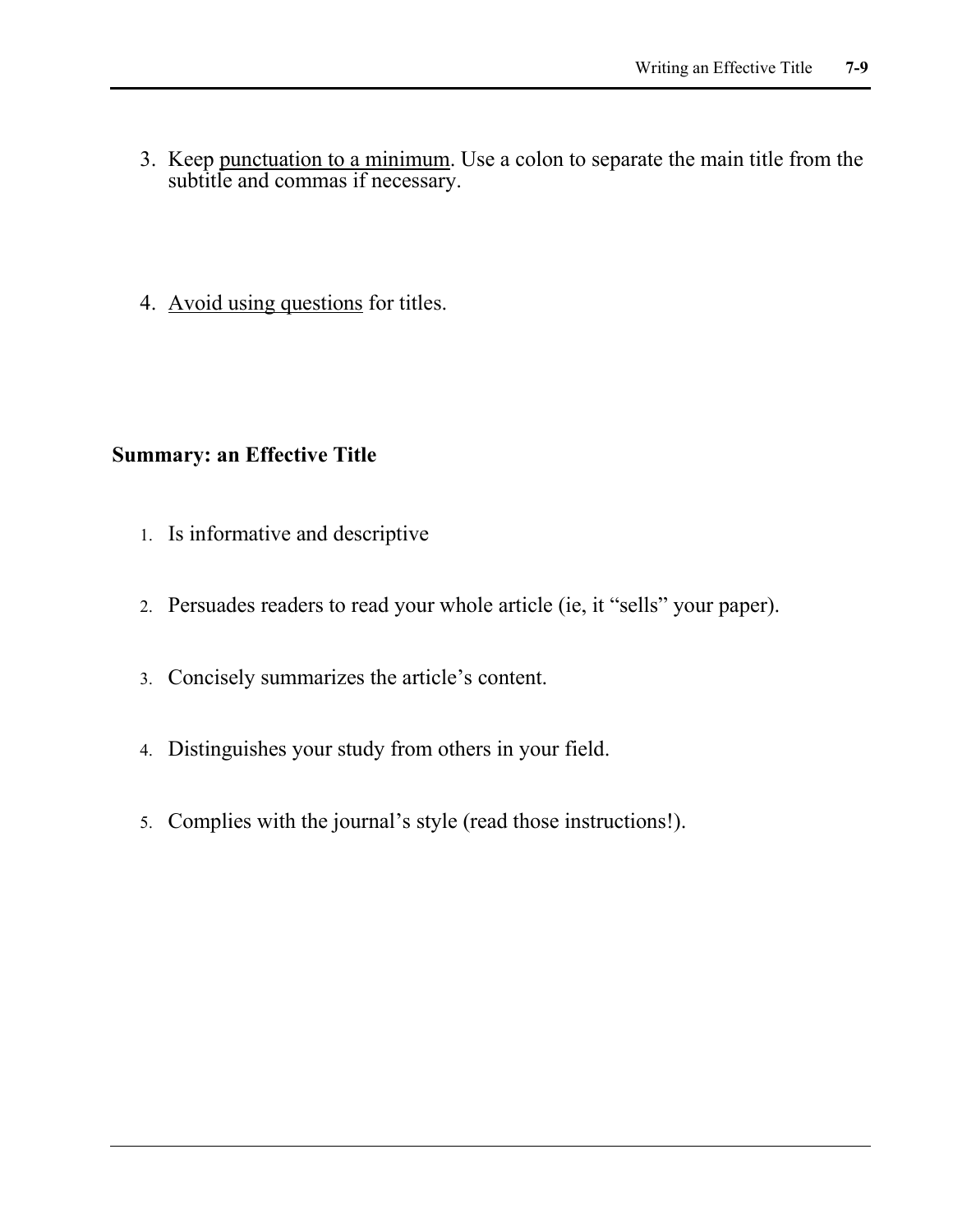3. Keep punctuation to a minimum. Use a colon to separate the main title from the subtitle and commas if necessary.

4. Avoid using questions for titles.

**Summary: an Effective Title**

1. Is informative and descriptive

2. Persuades readers to read your whole article (ie, it "sells" your paper).

3. Concisely summarizes the article's content.

4. Distinguishes your study from others in your field.

5. Complies with the journal's style (read those instructions!).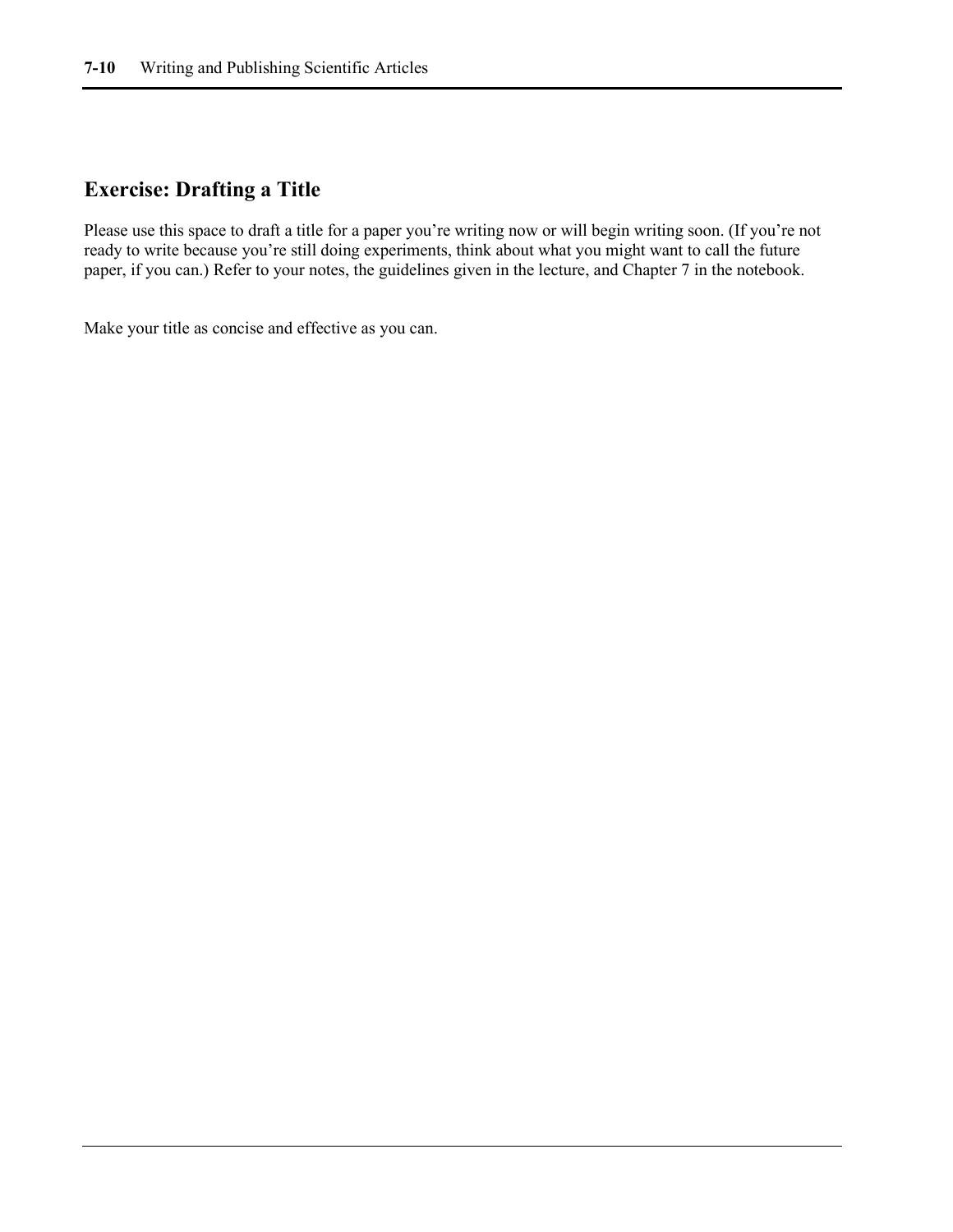## Exercise: Drafting a Title

Please use this space to draft a title for a paper you're writing now or will begin writing soon. (If you're not ready to write because you're still doing experiments, think about what you might want to call the future paper, if you can.) Refer to your notes, the guidelines given in the lecture, and Chapter 7 in the notebook.

Make your title as concise and effective as you can.